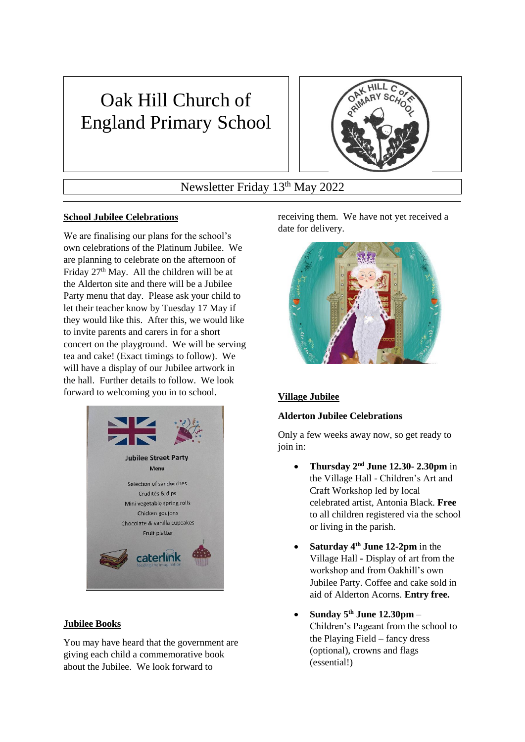# Oak Hill Church of England Primary School

Newsletter Friday 13th May 2022

## School Jubilee Celebrations

We are finalising our plans for the school's own celebrations of the Platinum Jubilee. We are planning to celebrate on the afternoon of Friday 27th May. All the children will be at the Alderton site and there will be a Jubilee Party menu that day. Please ask your child to let their teacher know by Tuesday 17 May if they would like this. After this, we would like to invite parents and carers in for a short concert on the playground. We will be serving tea and cake! (Exact timings to follow). We will have a display of our Jubilee artwork in the hall. Further details to follow. We look forward to welcoming you in to school.

## Jubilee Books

You may have heard that the government are giving each child a commemorative book about the Jubilee. We look forward to receiving them. We have not yet received a date for delivery.

## Village Jubilee

**Alderton Jubilee Celebrations**

Only a few weeks away now, so get ready to join in:

- **Thursday 2nd June 12.30- 2.30pm** in the Village Hall - Children's Art and Craft Workshop led by local celebrated artist, Antonia Black. **Free** to all children registered via the school or living in the parish.
- **Saturday 4th June 12-2pm** in the Village Hall - Display of art from the workshop and from Oakhill's own Jubilee Party. Coffee and cake sold in aid of Alderton Acorns. **Entry free.**
- **Sunday 5th June 12.30pm** – Children's Pageant from the school to the Playing Field – fancy dress (optional), crowns and flags (essential!)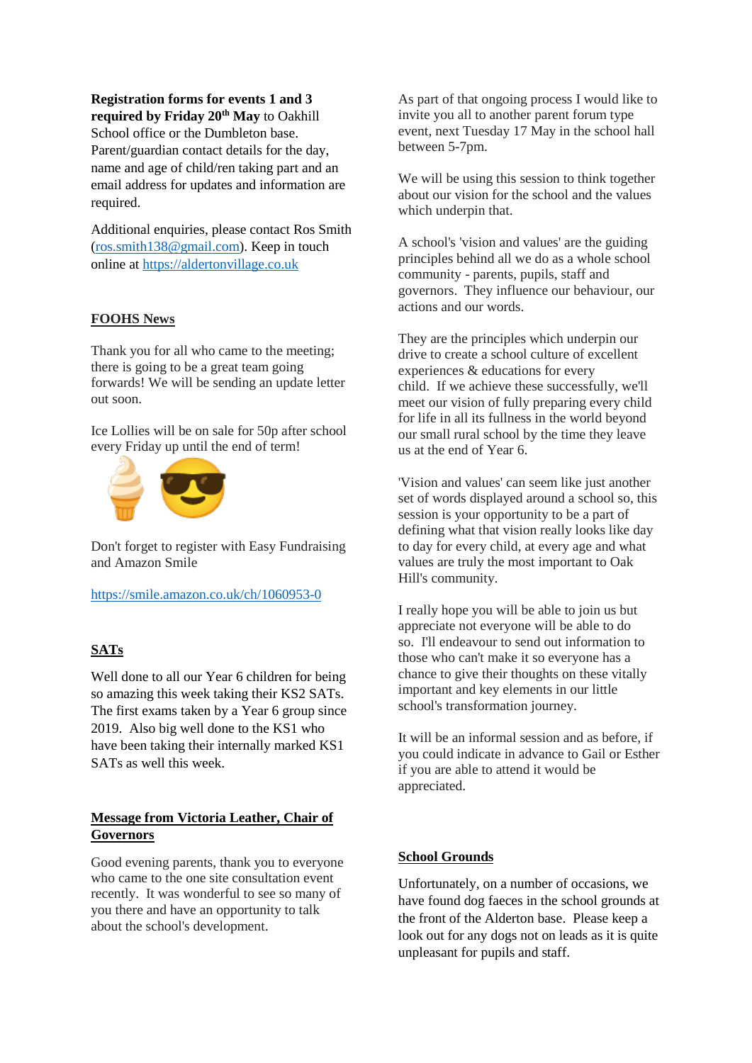**Registration forms for events 1 and 3 required by Friday 20th May** to Oakhill School office or the Dumbleton base. Parent/guardian contact details for the day, name and age of child/ren taking part and an email address for updates and information are required.

Additional enquiries, please contact Ros Smith (ros.smith138@gmail.com). Keep in touch online at https://aldertonvillage.co.uk

## FOOHS News

Thank you for all who came to the meeting; there is going to be a great team going forwards! We will be sending an update letter out soon.

Ice Lollies will be on sale for 50p after school every Friday up until the end of term!

Don't forget to register with Easy Fundraising and Amazon Smile

https://smile.amazon.co.uk/ch/1060953-0

## SATs

Well done to all our Year 6 children for being so amazing this week taking their KS2 SATs. The first exams taken by a Year 6 group since 2019. Also big well done to the KS1 who have been taking their internally marked KS1 SATs as well this week.

## Message from Victoria Leather, Chair of Governors

Good evening parents, thank you to everyone who came to the one site consultation event recently. It was wonderful to see so many of you there and have an opportunity to talk about the school's development.

As part of that ongoing process I would like to invite you all to another parent forum type event, next Tuesday 17 May in the school hall between 5-7pm.

We will be using this session to think together about our vision for the school and the values which underpin that.

A school's 'vision and values' are the guiding principles behind all we do as a whole school community - parents, pupils, staff and governors. They influence our behaviour, our actions and our words.

They are the principles which underpin our drive to create a school culture of excellent experiences & educations for every child. If we achieve these successfully, we'll meet our vision of fully preparing every child for life in all its fullness in the world beyond our small rural school by the time they leave us at the end of Year 6.

'Vision and values' can seem like just another set of words displayed around a school so, this session is your opportunity to be a part of defining what that vision really looks like day to day for every child, at every age and what values are truly the most important to Oak Hill's community.

I really hope you will be able to join us but appreciate not everyone will be able to do so. I'll endeavour to send out information to those who can't make it so everyone has a chance to give their thoughts on these vitally important and key elements in our little school's transformation journey.

It will be an informal session and as before, if you could indicate in advance to Gail or Esther if you are able to attend it would be appreciated.

## School Grounds

Unfortunately, on a number of occasions, we have found dog faeces in the school grounds at the front of the Alderton base. Please keep a look out for any dogs not on leads as it is quite unpleasant for pupils and staff.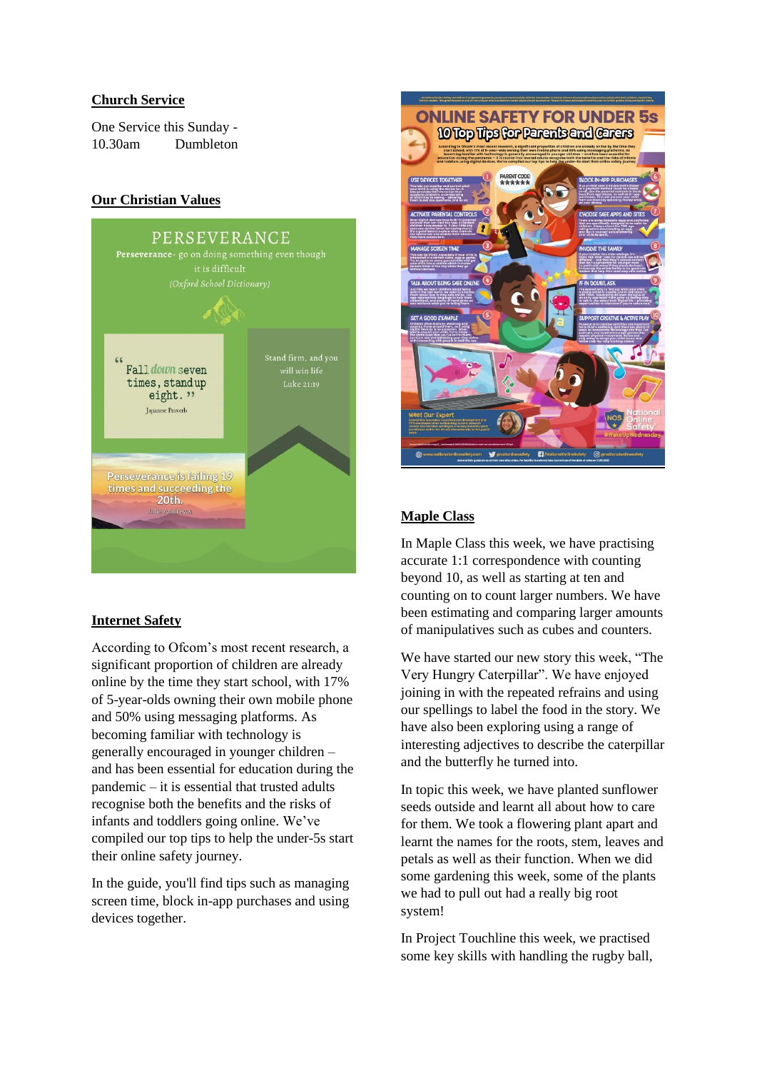**Church Service**

One Service this Sunday - 10.30am Dumbleton

**Our Christian Values**

PERSEVERANCE

**Perseverance**- go on doing something even though it is difficult

*(Oxford School Dictionary)*

"Fall down seven times, stand up eight."

Japanese Proverb

Stand firm, and you will win life

Luke 21:19

Perseverance is failing 19 times and succeeding the 20th.

Julie Andrews

**Internet Safety**

According to Ofcom's most recent research, a significant proportion of children are already online by the time they start school, with 17% of 5-year-olds owning their own mobile phone and 50% using messaging platforms. As becoming familiar with technology is generally encouraged in younger children – and has been essential for education during the pandemic – it is essential that trusted adults recognise both the benefits and the risks of infants and toddlers going online. We've compiled our top tips to help the under-5s start their online safety journey.

In the guide, you'll find tips such as managing screen time, block in-app purchases and using devices together.

ONLINE SAFETY FOR UNDER 5s

10 Top Tips for Parents and Carers

**Maple Class**

In Maple Class this week, we have practising accurate 1:1 correspondence with counting beyond 10, as well as starting at ten and counting on to count larger numbers. We have been estimating and comparing larger amounts of manipulatives such as cubes and counters.

We have started our new story this week, "The Very Hungry Caterpillar". We have enjoyed joining in with the repeated refrains and using our spellings to label the food in the story. We have also been exploring using a range of interesting adjectives to describe the caterpillar and the butterfly he turned into.

In topic this week, we have planted sunflower seeds outside and learnt all about how to care for them. We took a flowering plant apart and learnt the names for the roots, stem, leaves and petals as well as their function. When we did some gardening this week, some of the plants we had to pull out had a really big root system!

In Project Touchline this week, we practised some key skills with handling the rugby ball,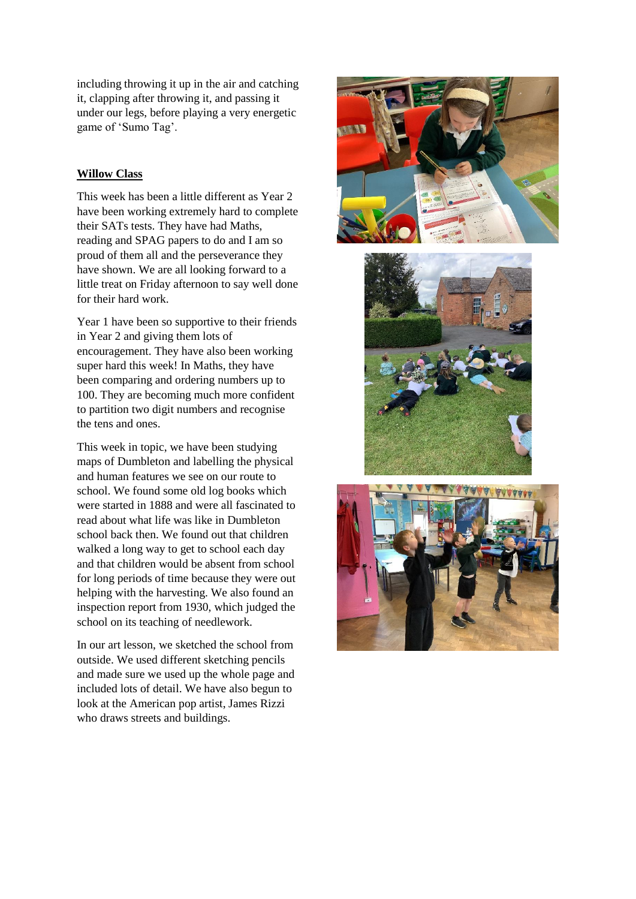including throwing it up in the air and catching it, clapping after throwing it, and passing it under our legs, before playing a very energetic game of 'Sumo Tag'.

**Willow Class**

This week has been a little different as Year 2 have been working extremely hard to complete their SATs tests. They have had Maths, reading and SPAG papers to do and I am so proud of them all and the perseverance they have shown. We are all looking forward to a little treat on Friday afternoon to say well done for their hard work.

Year 1 have been so supportive to their friends in Year 2 and giving them lots of encouragement. They have also been working super hard this week! In Maths, they have been comparing and ordering numbers up to 100. They are becoming much more confident to partition two digit numbers and recognise the tens and ones.

This week in topic, we have been studying maps of Dumbleton and labelling the physical and human features we see on our route to school. We found some old log books which were started in 1888 and were all fascinated to read about what life was like in Dumbleton school back then. We found out that children walked a long way to get to school each day and that children would be absent from school for long periods of time because they were out helping with the harvesting. We also found an inspection report from 1930, which judged the school on its teaching of needlework.

In our art lesson, we sketched the school from outside. We used different sketching pencils and made sure we used up the whole page and included lots of detail. We have also begun to look at the American pop artist, James Rizzi who draws streets and buildings.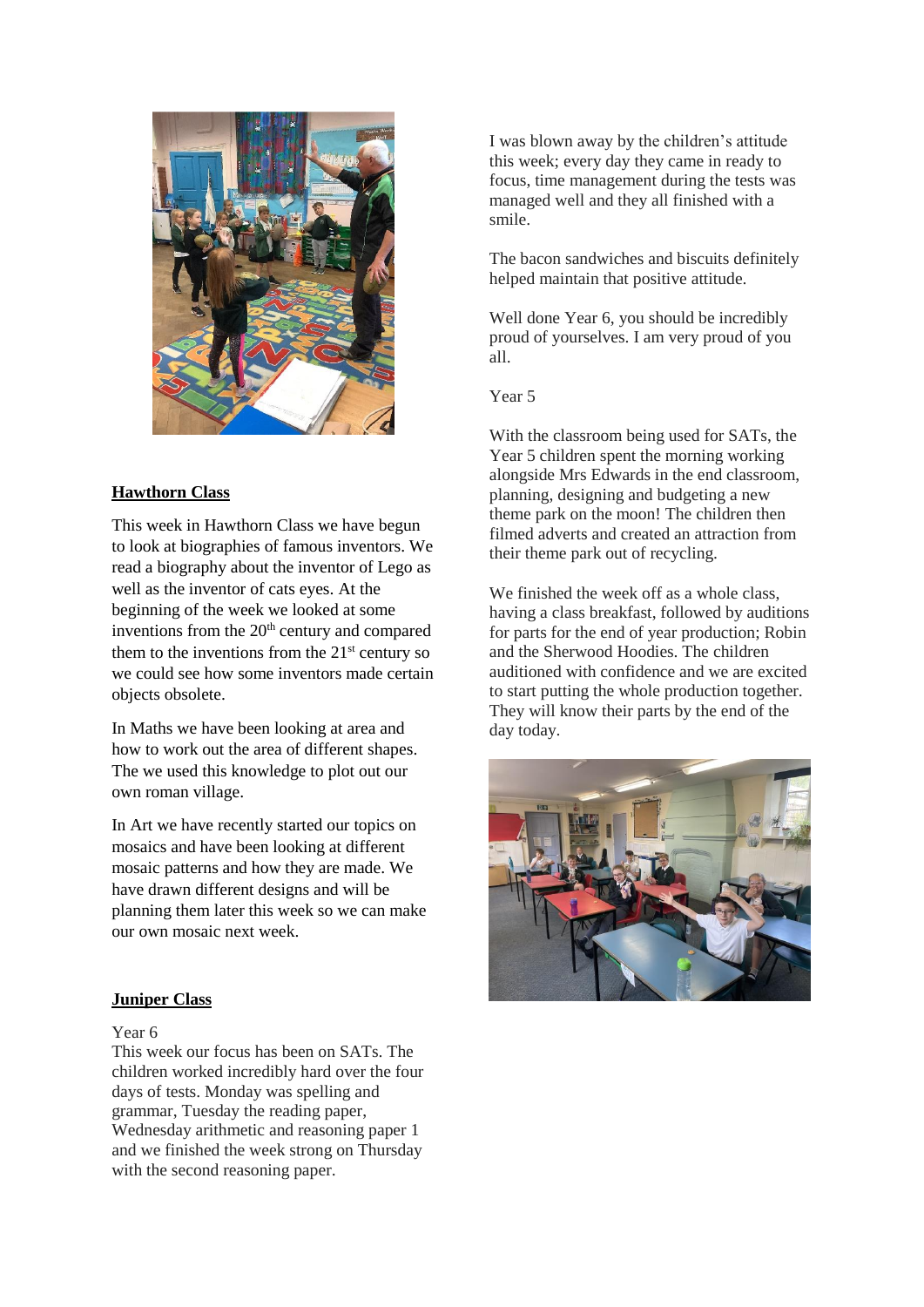## Hawthorn Class

This week in Hawthorn Class we have begun to look at biographies of famous inventors. We read a biography about the inventor of Lego as well as the inventor of cats eyes. At the beginning of the week we looked at some inventions from the 20th century and compared them to the inventions from the 21st century so we could see how some inventors made certain objects obsolete.

In Maths we have been looking at area and how to work out the area of different shapes. The we used this knowledge to plot out our own roman village.

In Art we have recently started our topics on mosaics and have been looking at different mosaic patterns and how they are made. We have drawn different designs and will be planning them later this week so we can make our own mosaic next week.

## Juniper Class

Year 6

This week our focus has been on SATs. The children worked incredibly hard over the four days of tests. Monday was spelling and grammar, Tuesday the reading paper, Wednesday arithmetic and reasoning paper 1 and we finished the week strong on Thursday with the second reasoning paper.

I was blown away by the children's attitude this week; every day they came in ready to focus, time management during the tests was managed well and they all finished with a smile.

The bacon sandwiches and biscuits definitely helped maintain that positive attitude.

Well done Year 6, you should be incredibly proud of yourselves. I am very proud of you all.

Year 5

With the classroom being used for SATs, the Year 5 children spent the morning working alongside Mrs Edwards in the end classroom, planning, designing and budgeting a new theme park on the moon! The children then filmed adverts and created an attraction from their theme park out of recycling.

We finished the week off as a whole class, having a class breakfast, followed by auditions for parts for the end of year production; Robin and the Sherwood Hoodies. The children auditioned with confidence and we are excited to start putting the whole production together. They will know their parts by the end of the day today.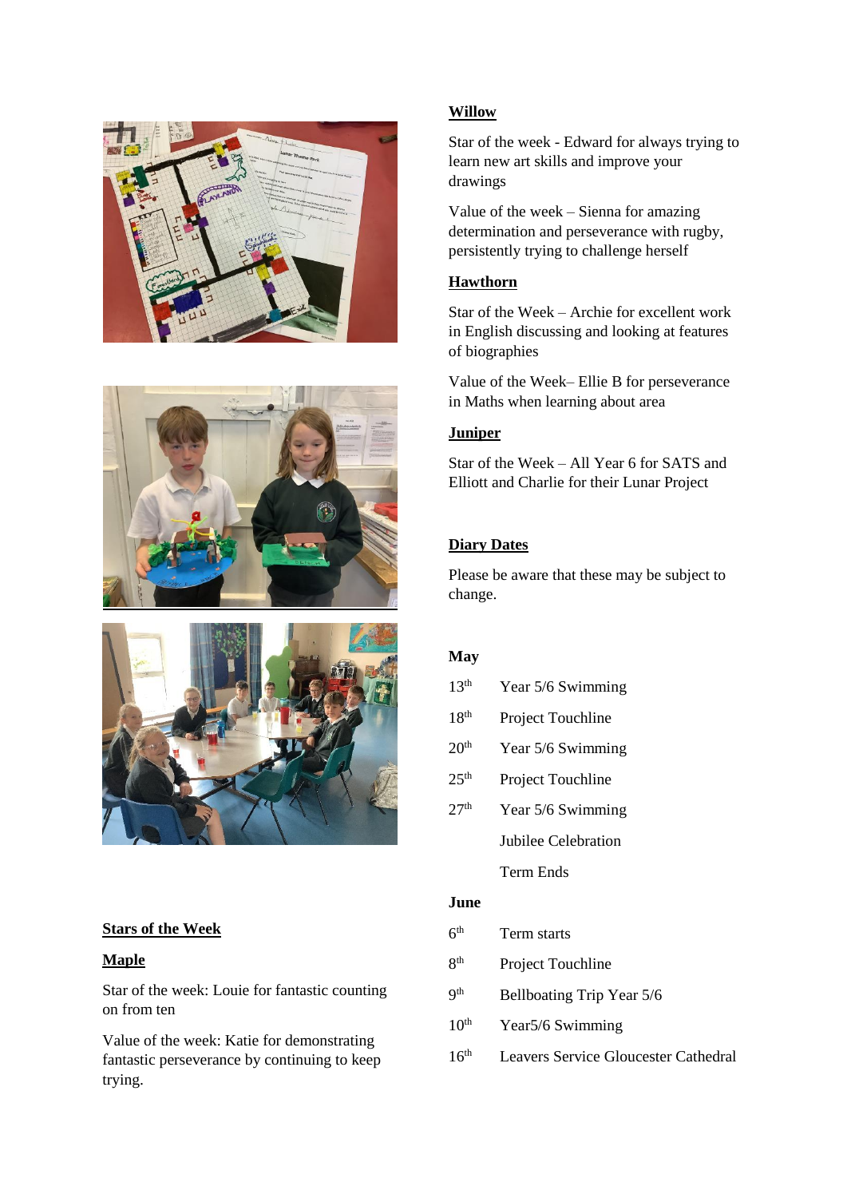## Stars of the Week

### Maple

Star of the week: Louie for fantastic counting on from ten

Value of the week: Katie for demonstrating fantastic perseverance by continuing to keep trying.

### Willow

Star of the week - Edward for always trying to learn new art skills and improve your drawings

Value of the week – Sienna for amazing determination and perseverance with rugby, persistently trying to challenge herself

### Hawthorn

Star of the Week – Archie for excellent work in English discussing and looking at features of biographies

Value of the Week– Ellie B for perseverance in Maths when learning about area

### Juniper

Star of the Week – All Year 6 for SATS and Elliott and Charlie for their Lunar Project

## Diary Dates

Please be aware that these may be subject to change.

**May**

| | |
|---|---|
| 13th | Year 5/6 Swimming |
| 18th | Project Touchline |
| 20th | Year 5/6 Swimming |
| 25th | Project Touchline |
| 27th | Year 5/6 Swimming |
| | Jubilee Celebration |
| | Term Ends |

**June**

| | |
|---|---|
| 6th | Term starts |
| 8th | Project Touchline |
| 9th | Bellboating Trip Year 5/6 |
| 10th | Year5/6 Swimming |
| 16th | Leavers Service Gloucester Cathedral |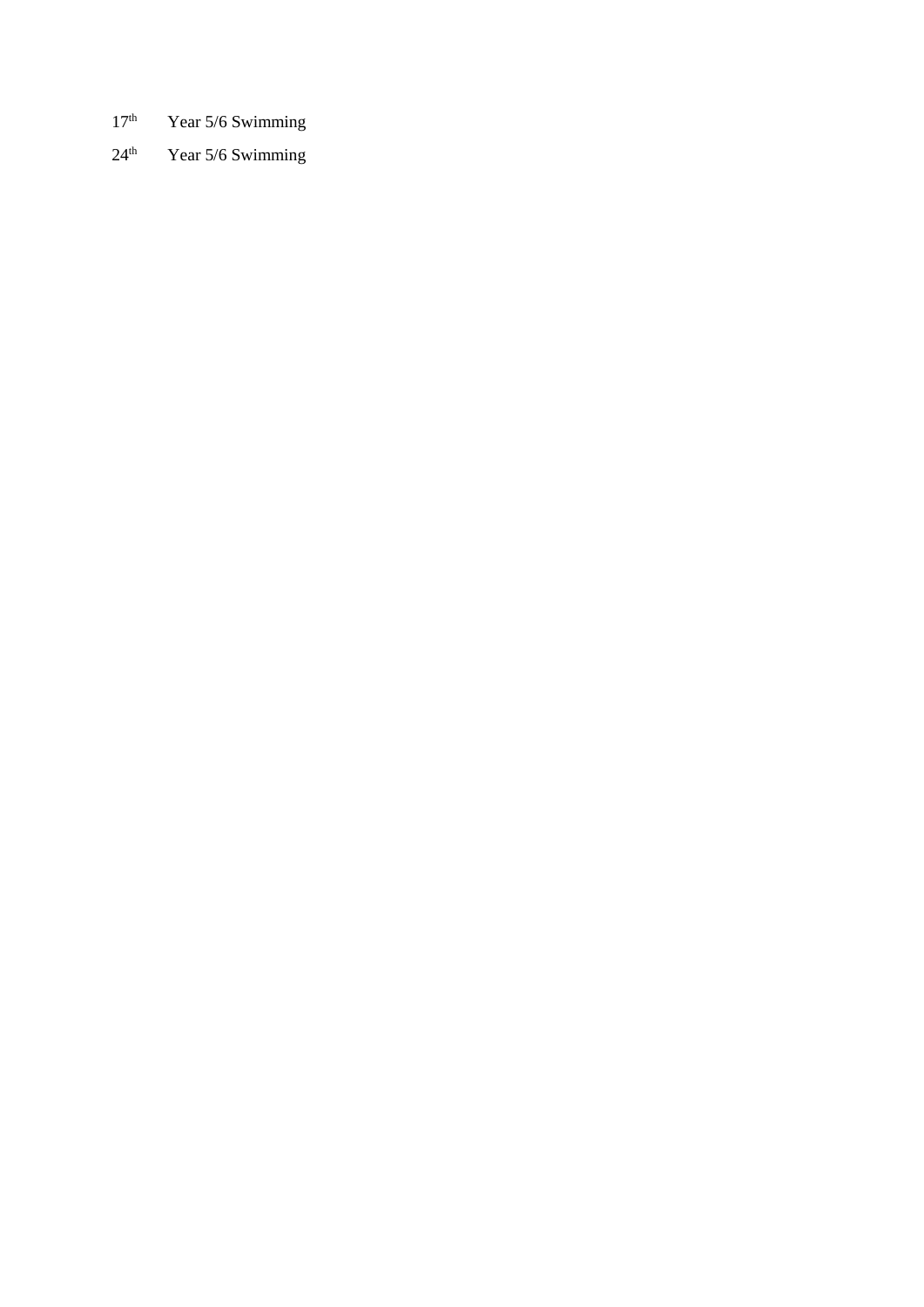17th Year 5/6 Swimming

24th Year 5/6 Swimming